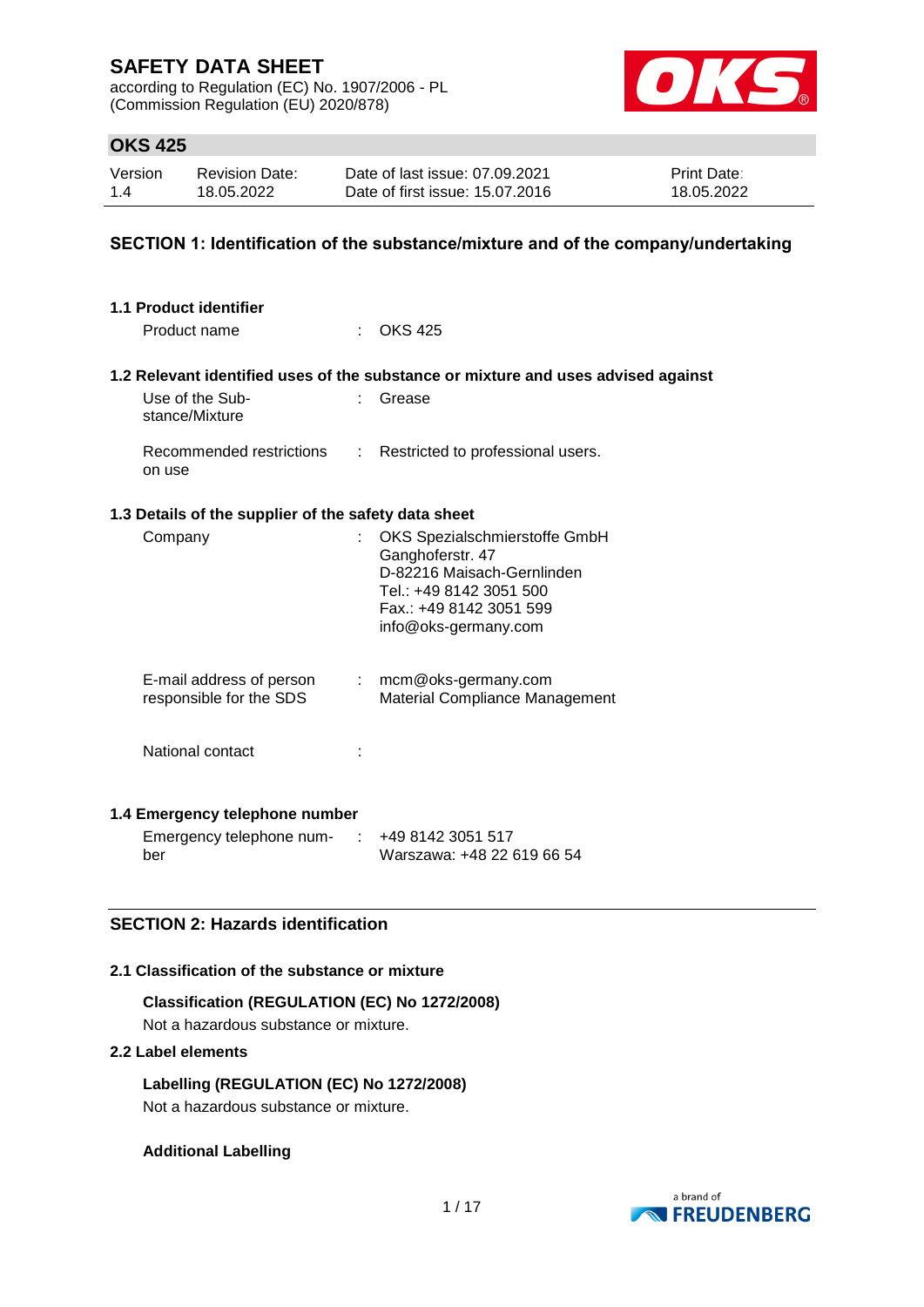# SAFETY DATA SHEET

according to Regulation (EC) No. 1907/2006 - PL
(Commission Regulation (EU) 2020/878)

## OKS 425

| Version | Revision Date: | Date of last issue: 07.09.2021 | Print Date: |
|---|---|---|---|
| 1.4 | 18.05.2022 | Date of first issue: 15.07.2016 | 18.05.2022 |

## SECTION 1: Identification of the substance/mixture and of the company/undertaking

### 1.1 Product identifier

Product name : OKS 425

### 1.2 Relevant identified uses of the substance or mixture and uses advised against

Use of the Substance/Mixture : Grease

Recommended restrictions on use : Restricted to professional users.

### 1.3 Details of the supplier of the safety data sheet

Company : OKS Spezialschmierstoffe GmbH
Ganghoferstr. 47
D-82216 Maisach-Gernlinden
Tel.: +49 8142 3051 500
Fax.: +49 8142 3051 599
info@oks-germany.com

E-mail address of person responsible for the SDS : mcm@oks-germany.com
Material Compliance Management

National contact :

### 1.4 Emergency telephone number

Emergency telephone number : +49 8142 3051 517
Warszawa: +48 22 619 66 54

## SECTION 2: Hazards identification

### 2.1 Classification of the substance or mixture

**Classification (REGULATION (EC) No 1272/2008)**

Not a hazardous substance or mixture.

### 2.2 Label elements

**Labelling (REGULATION (EC) No 1272/2008)**

Not a hazardous substance or mixture.

**Additional Labelling**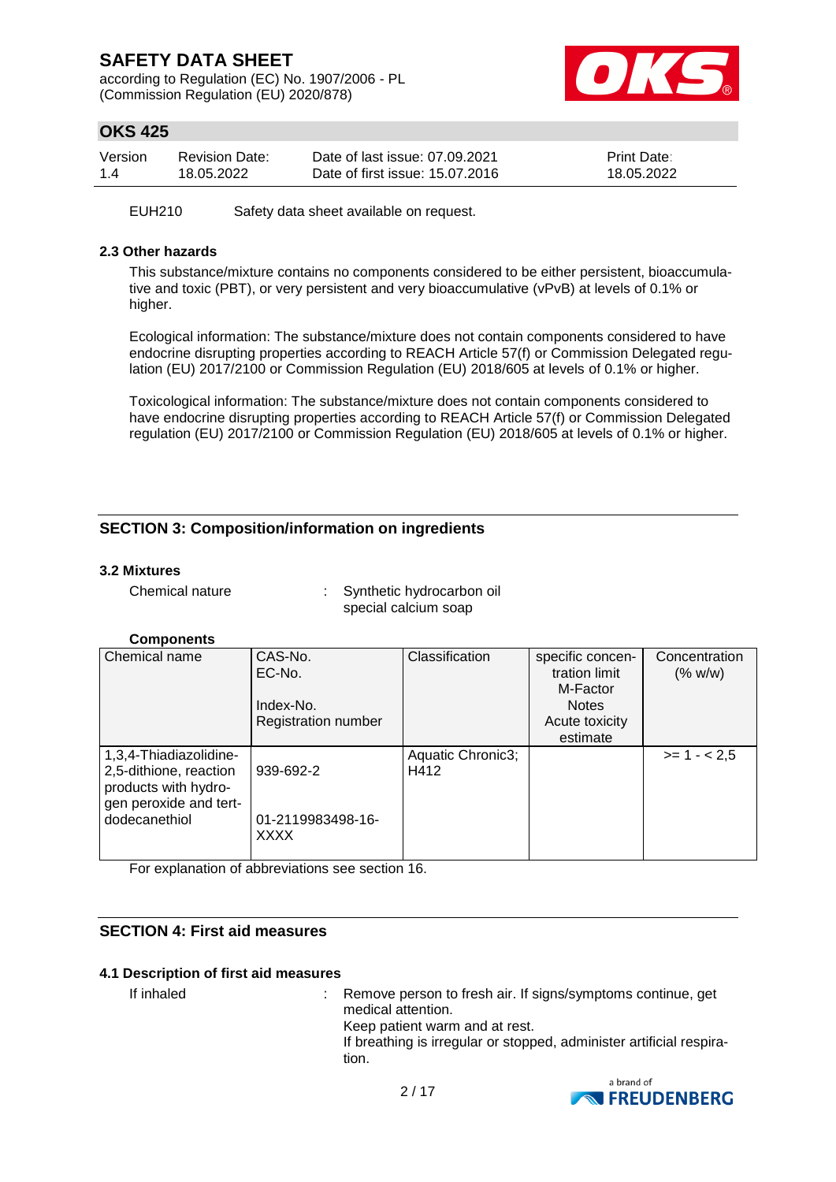EUH210 Safety data sheet available on request.

### 2.3 Other hazards

This substance/mixture contains no components considered to be either persistent, bioaccumulative and toxic (PBT), or very persistent and very bioaccumulative (vPvB) at levels of 0.1% or higher.

Ecological information: The substance/mixture does not contain components considered to have endocrine disrupting properties according to REACH Article 57(f) or Commission Delegated regulation (EU) 2017/2100 or Commission Regulation (EU) 2018/605 at levels of 0.1% or higher.

Toxicological information: The substance/mixture does not contain components considered to have endocrine disrupting properties according to REACH Article 57(f) or Commission Delegated regulation (EU) 2017/2100 or Commission Regulation (EU) 2018/605 at levels of 0.1% or higher.

## SECTION 3: Composition/information on ingredients

### 3.2 Mixtures

Chemical nature : Synthetic hydrocarbon oil special calcium soap

**Components**

| Chemical name | CAS-No.<br>EC-No.<br>Index-No.<br>Registration number | Classification | specific concentration limit<br>M-Factor<br>Notes<br>Acute toxicity estimate | Concentration (% w/w) |
|---|---|---|---|---|
| 1,3,4-Thiadiazolidine-2,5-dithione, reaction products with hydrogen peroxide and tert-dodecanethiol | 939-692-2<br>01-2119983498-16-XXXX | Aquatic Chronic3; H412 | | >= 1 - < 2,5 |

For explanation of abbreviations see section 16.

## SECTION 4: First aid measures

### 4.1 Description of first aid measures

If inhaled : Remove person to fresh air. If signs/symptoms continue, get medical attention.
Keep patient warm and at rest.
If breathing is irregular or stopped, administer artificial respiration.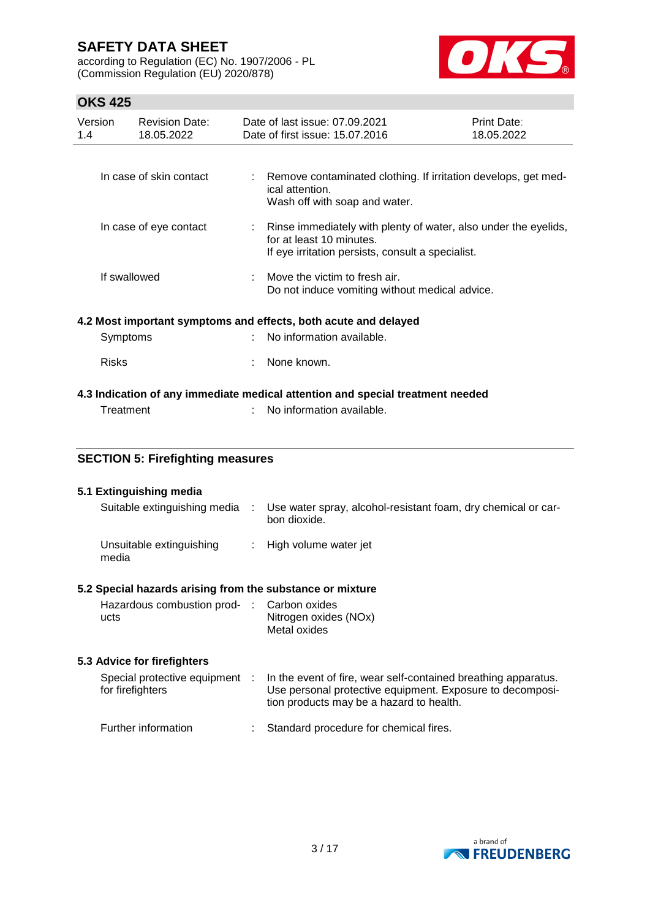| | | |
|---|---|---|
| In case of skin contact | : | Remove contaminated clothing. If irritation develops, get medical attention.<br>Wash off with soap and water. |
| In case of eye contact | : | Rinse immediately with plenty of water, also under the eyelids, for at least 10 minutes.<br>If eye irritation persists, consult a specialist. |
| If swallowed | : | Move the victim to fresh air.<br>Do not induce vomiting without medical advice. |

**4.2 Most important symptoms and effects, both acute and delayed**

| | | |
|---|---|---|
| Symptoms | : | No information available. |
| Risks | : | None known. |

**4.3 Indication of any immediate medical attention and special treatment needed**

| | | |
|---|---|---|
| Treatment | : | No information available. |

## SECTION 5: Firefighting measures

**5.1 Extinguishing media**

| | | |
|---|---|---|
| Suitable extinguishing media | : | Use water spray, alcohol-resistant foam, dry chemical or carbon dioxide. |
| Unsuitable extinguishing media | : | High volume water jet |

**5.2 Special hazards arising from the substance or mixture**

| | | |
|---|---|---|
| Hazardous combustion products | : | Carbon oxides<br>Nitrogen oxides (NOx)<br>Metal oxides |

**5.3 Advice for firefighters**

| | | |
|---|---|---|
| Special protective equipment for firefighters | : | In the event of fire, wear self-contained breathing apparatus. Use personal protective equipment. Exposure to decomposition products may be a hazard to health. |
| Further information | : | Standard procedure for chemical fires. |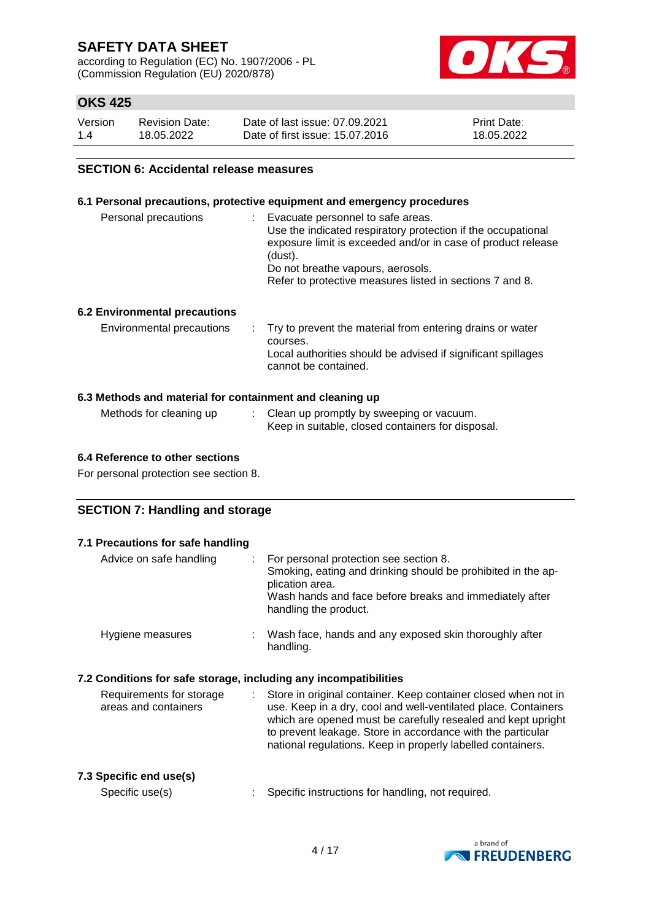## SECTION 6: Accidental release measures

### 6.1 Personal precautions, protective equipment and emergency procedures

| | |
|---|---|
| Personal precautions | Evacuate personnel to safe areas.<br>Use the indicated respiratory protection if the occupational exposure limit is exceeded and/or in case of product release (dust).<br>Do not breathe vapours, aerosols.<br>Refer to protective measures listed in sections 7 and 8. |

### 6.2 Environmental precautions

| | |
|---|---|
| Environmental precautions | Try to prevent the material from entering drains or water courses.<br>Local authorities should be advised if significant spillages cannot be contained. |

### 6.3 Methods and material for containment and cleaning up

| | |
|---|---|
| Methods for cleaning up | Clean up promptly by sweeping or vacuum.<br>Keep in suitable, closed containers for disposal. |

### 6.4 Reference to other sections

For personal protection see section 8.

## SECTION 7: Handling and storage

### 7.1 Precautions for safe handling

| | |
|---|---|
| Advice on safe handling | For personal protection see section 8.<br>Smoking, eating and drinking should be prohibited in the application area.<br>Wash hands and face before breaks and immediately after handling the product. |
| Hygiene measures | Wash face, hands and any exposed skin thoroughly after handling. |

### 7.2 Conditions for safe storage, including any incompatibilities

| | |
|---|---|
| Requirements for storage areas and containers | Store in original container. Keep container closed when not in use. Keep in a dry, cool and well-ventilated place. Containers which are opened must be carefully resealed and kept upright to prevent leakage. Store in accordance with the particular national regulations. Keep in properly labelled containers. |

### 7.3 Specific end use(s)

| | |
|---|---|
| Specific use(s) | Specific instructions for handling, not required. |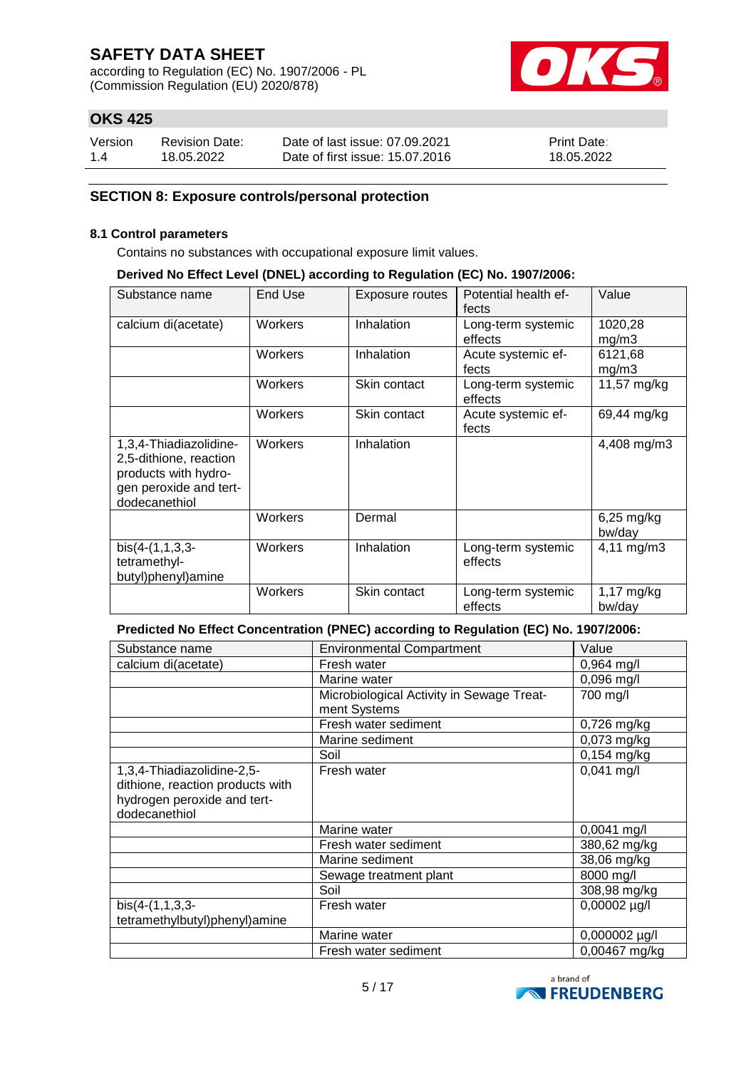## SECTION 8: Exposure controls/personal protection

### 8.1 Control parameters

Contains no substances with occupational exposure limit values.

**Derived No Effect Level (DNEL) according to Regulation (EC) No. 1907/2006:**

| Substance name | End Use | Exposure routes | Potential health effects | Value |
|---|---|---|---|---|
| calcium di(acetate) | Workers | Inhalation | Long-term systemic effects | 1020,28 mg/m3 |
| | Workers | Inhalation | Acute systemic effects | 6121,68 mg/m3 |
| | Workers | Skin contact | Long-term systemic effects | 11,57 mg/kg |
| | Workers | Skin contact | Acute systemic effects | 69,44 mg/kg |
| 1,3,4-Thiadiazolidine-2,5-dithione, reaction products with hydrogen peroxide and tert-dodecanethiol | Workers | Inhalation | | 4,408 mg/m3 |
| | Workers | Dermal | | 6,25 mg/kg bw/day |
| bis(4-(1,1,3,3-tetramethyl-butyl)phenyl)amine | Workers | Inhalation | Long-term systemic effects | 4,11 mg/m3 |
| | Workers | Skin contact | Long-term systemic effects | 1,17 mg/kg bw/day |

**Predicted No Effect Concentration (PNEC) according to Regulation (EC) No. 1907/2006:**

| Substance name | Environmental Compartment | Value |
|---|---|---|
| calcium di(acetate) | Fresh water | 0,964 mg/l |
| | Marine water | 0,096 mg/l |
| | Microbiological Activity in Sewage Treatment Systems | 700 mg/l |
| | Fresh water sediment | 0,726 mg/kg |
| | Marine sediment | 0,073 mg/kg |
| | Soil | 0,154 mg/kg |
| 1,3,4-Thiadiazolidine-2,5-dithione, reaction products with hydrogen peroxide and tert-dodecanethiol | Fresh water | 0,041 mg/l |
| | Marine water | 0,0041 mg/l |
| | Fresh water sediment | 380,62 mg/kg |
| | Marine sediment | 38,06 mg/kg |
| | Sewage treatment plant | 8000 mg/l |
| | Soil | 308,98 mg/kg |
| bis(4-(1,1,3,3-tetramethylbutyl)phenyl)amine | Fresh water | 0,00002 µg/l |
| | Marine water | 0,000002 µg/l |
| | Fresh water sediment | 0,00467 mg/kg |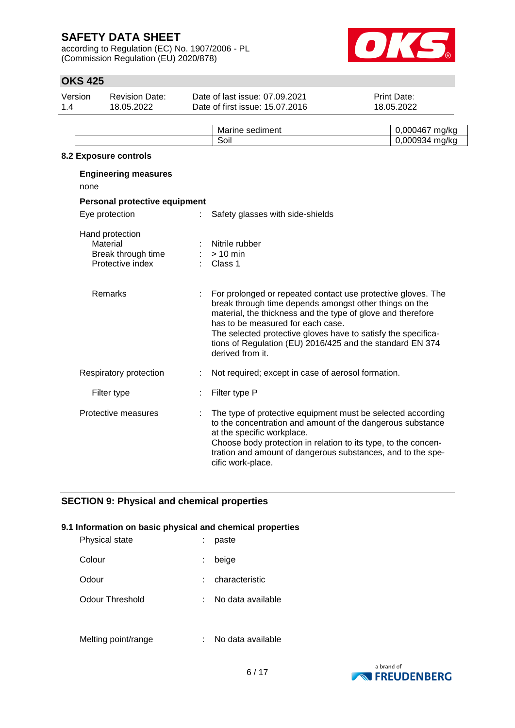| | Marine sediment | 0,000467 mg/kg |
|---|---|---|
| | Soil | 0,000934 mg/kg |

### 8.2 Exposure controls

**Engineering measures**

none

**Personal protective equipment**

| | | |
|---|---|---|
| Eye protection | : | Safety glasses with side-shields |
| Hand protection | | |
| Material | : | Nitrile rubber |
| Break through time | : | > 10 min |
| Protective index | : | Class 1 |
| Remarks | : | For prolonged or repeated contact use protective gloves. The break through time depends amongst other things on the material, the thickness and the type of glove and therefore has to be measured for each case. The selected protective gloves have to satisfy the specifications of Regulation (EU) 2016/425 and the standard EN 374 derived from it. |
| Respiratory protection | : | Not required; except in case of aerosol formation. |
| Filter type | : | Filter type P |
| Protective measures | : | The type of protective equipment must be selected according to the concentration and amount of the dangerous substance at the specific workplace. Choose body protection in relation to its type, to the concentration and amount of dangerous substances, and to the specific work-place. |

## SECTION 9: Physical and chemical properties

### 9.1 Information on basic physical and chemical properties

| | | |
|---|---|---|
| Physical state | : | paste |
| Colour | : | beige |
| Odour | : | characteristic |
| Odour Threshold | : | No data available |
| Melting point/range | : | No data available |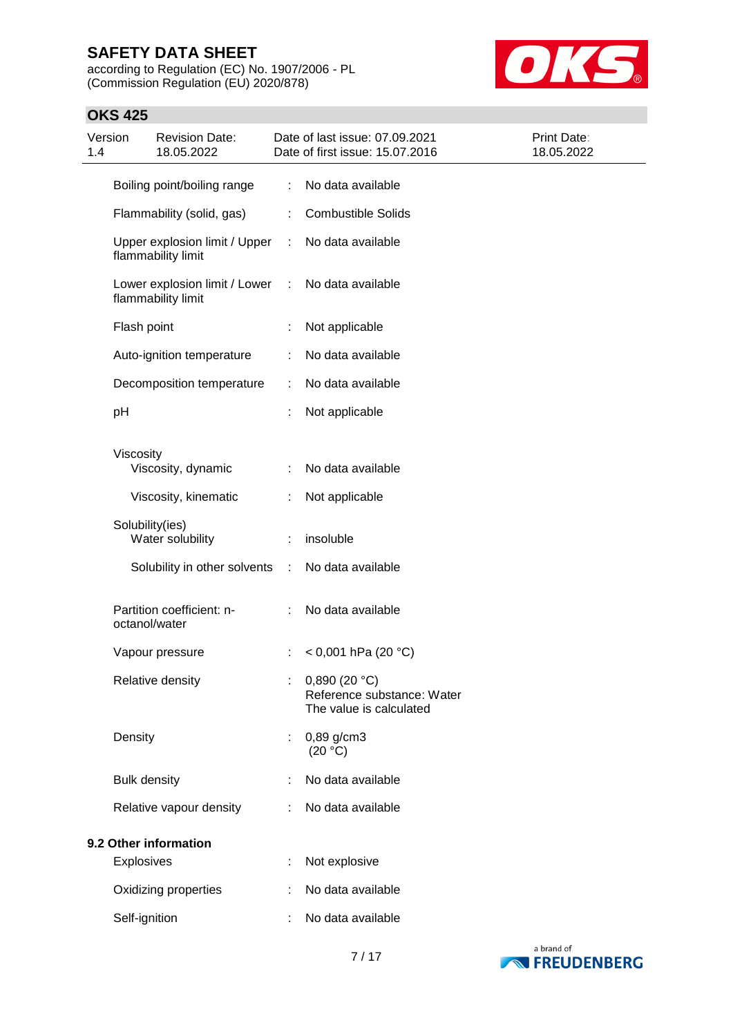| Property | | Value |
|---|---|---|
| Boiling point/boiling range | : | No data available |
| Flammability (solid, gas) | : | Combustible Solids |
| Upper explosion limit / Upper flammability limit | : | No data available |
| Lower explosion limit / Lower flammability limit | : | No data available |
| Flash point | : | Not applicable |
| Auto-ignition temperature | : | No data available |
| Decomposition temperature | : | No data available |
| pH | : | Not applicable |
| Viscosity | | |
| Viscosity, dynamic | : | No data available |
| Viscosity, kinematic | : | Not applicable |
| Solubility(ies) | | |
| Water solubility | : | insoluble |
| Solubility in other solvents | : | No data available |
| Partition coefficient: n-octanol/water | : | No data available |
| Vapour pressure | : | < 0,001 hPa (20 °C) |
| Relative density | : | 0,890 (20 °C)<br>Reference substance: Water<br>The value is calculated |
| Density | : | 0,89 g/cm3<br>(20 °C) |
| Bulk density | : | No data available |
| Relative vapour density | : | No data available |

**9.2 Other information**

| Property | | Value |
|---|---|---|
| Explosives | : | Not explosive |
| Oxidizing properties | : | No data available |
| Self-ignition | : | No data available |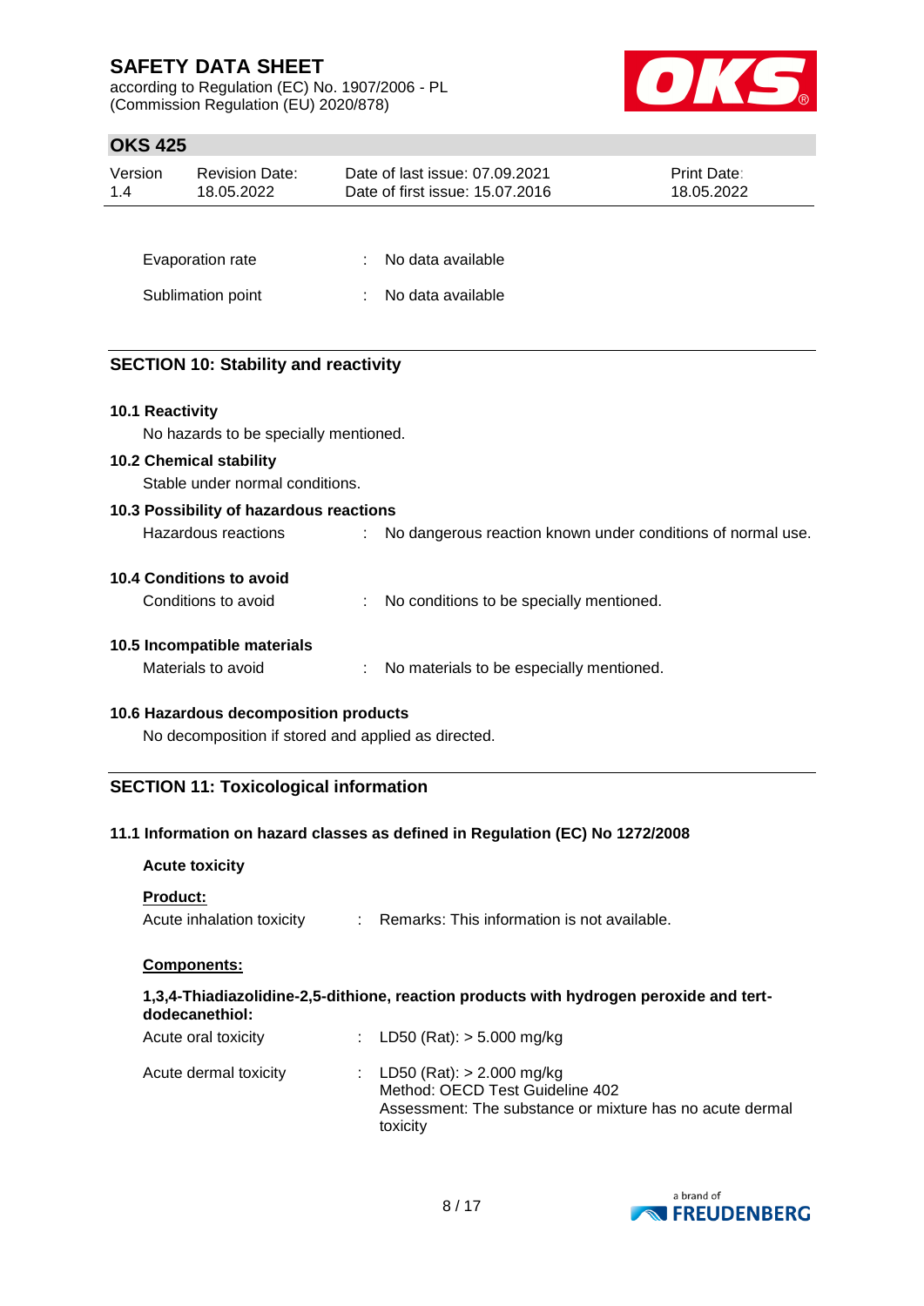Evaporation rate : No data available

Sublimation point : No data available

## SECTION 10: Stability and reactivity

### 10.1 Reactivity

No hazards to be specially mentioned.

### 10.2 Chemical stability

Stable under normal conditions.

### 10.3 Possibility of hazardous reactions

Hazardous reactions : No dangerous reaction known under conditions of normal use.

### 10.4 Conditions to avoid

Conditions to avoid : No conditions to be specially mentioned.

### 10.5 Incompatible materials

Materials to avoid : No materials to be especially mentioned.

### 10.6 Hazardous decomposition products

No decomposition if stored and applied as directed.

## SECTION 11: Toxicological information

### 11.1 Information on hazard classes as defined in Regulation (EC) No 1272/2008

**Acute toxicity**

**Product:**

Acute inhalation toxicity : Remarks: This information is not available.

**Components:**

**1,3,4-Thiadiazolidine-2,5-dithione, reaction products with hydrogen peroxide and tert-dodecanethiol:**

Acute oral toxicity : LD50 (Rat): > 5.000 mg/kg

Acute dermal toxicity : LD50 (Rat): > 2.000 mg/kg
Method: OECD Test Guideline 402
Assessment: The substance or mixture has no acute dermal toxicity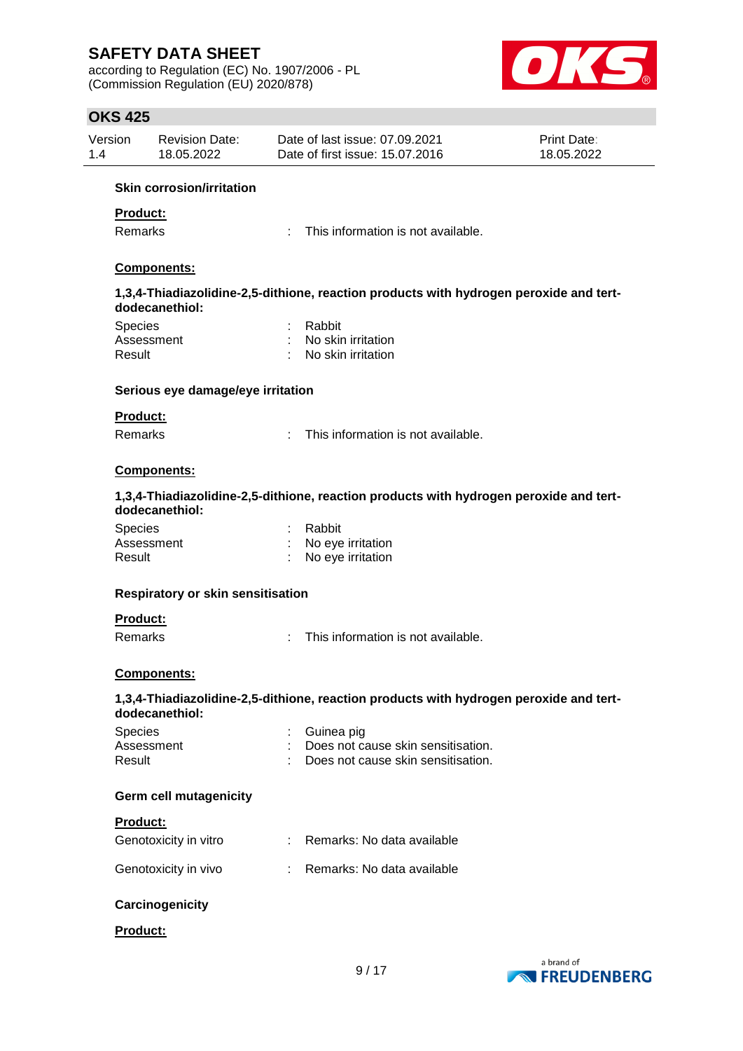**Skin corrosion/irritation**

**Product:**

Remarks : This information is not available.

**Components:**

**1,3,4-Thiadiazolidine-2,5-dithione, reaction products with hydrogen peroxide and tert-dodecanethiol:**

Species : Rabbit
Assessment : No skin irritation
Result : No skin irritation

**Serious eye damage/eye irritation**

**Product:**

Remarks : This information is not available.

**Components:**

**1,3,4-Thiadiazolidine-2,5-dithione, reaction products with hydrogen peroxide and tert-dodecanethiol:**

Species : Rabbit
Assessment : No eye irritation
Result : No eye irritation

**Respiratory or skin sensitisation**

**Product:**

Remarks : This information is not available.

**Components:**

**1,3,4-Thiadiazolidine-2,5-dithione, reaction products with hydrogen peroxide and tert-dodecanethiol:**

Species : Guinea pig
Assessment : Does not cause skin sensitisation.
Result : Does not cause skin sensitisation.

**Germ cell mutagenicity**

**Product:**

Genotoxicity in vitro : Remarks: No data available

Genotoxicity in vivo : Remarks: No data available

**Carcinogenicity**

**Product:**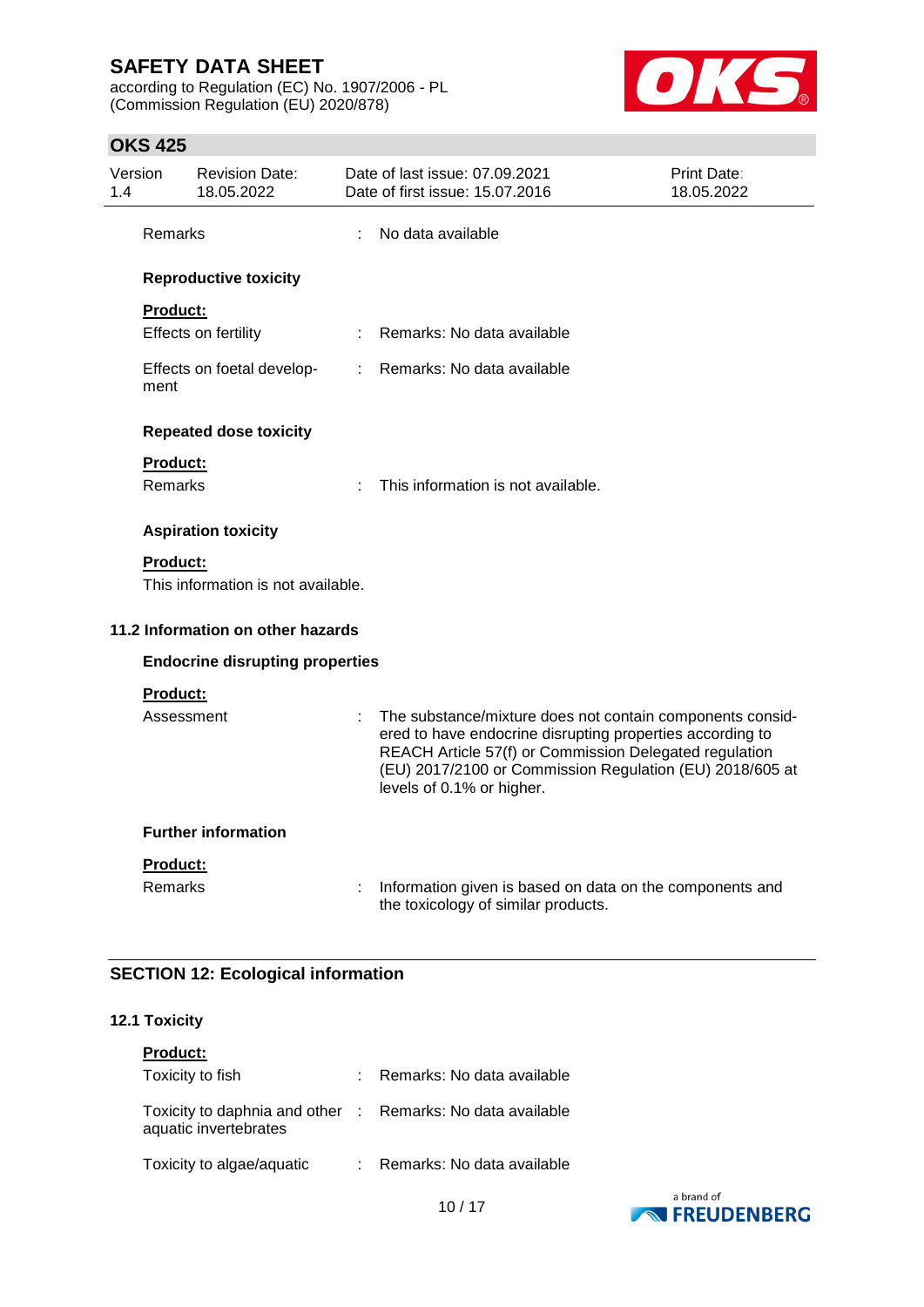Remarks : No data available

**Reproductive toxicity**

**Product:**

| | | |
|---|---|---|
| Effects on fertility | : | Remarks: No data available |
| Effects on foetal development | : | Remarks: No data available |

**Repeated dose toxicity**

**Product:**

Remarks : This information is not available.

**Aspiration toxicity**

**Product:**

This information is not available.

### 11.2 Information on other hazards

**Endocrine disrupting properties**

**Product:**

Assessment : The substance/mixture does not contain components considered to have endocrine disrupting properties according to REACH Article 57(f) or Commission Delegated regulation (EU) 2017/2100 or Commission Regulation (EU) 2018/605 at levels of 0.1% or higher.

**Further information**

**Product:**

Remarks : Information given is based on data on the components and the toxicology of similar products.

## SECTION 12: Ecological information

### 12.1 Toxicity

**Product:**

| | | |
|---|---|---|
| Toxicity to fish | : | Remarks: No data available |
| Toxicity to daphnia and other aquatic invertebrates | : | Remarks: No data available |
| Toxicity to algae/aquatic | : | Remarks: No data available |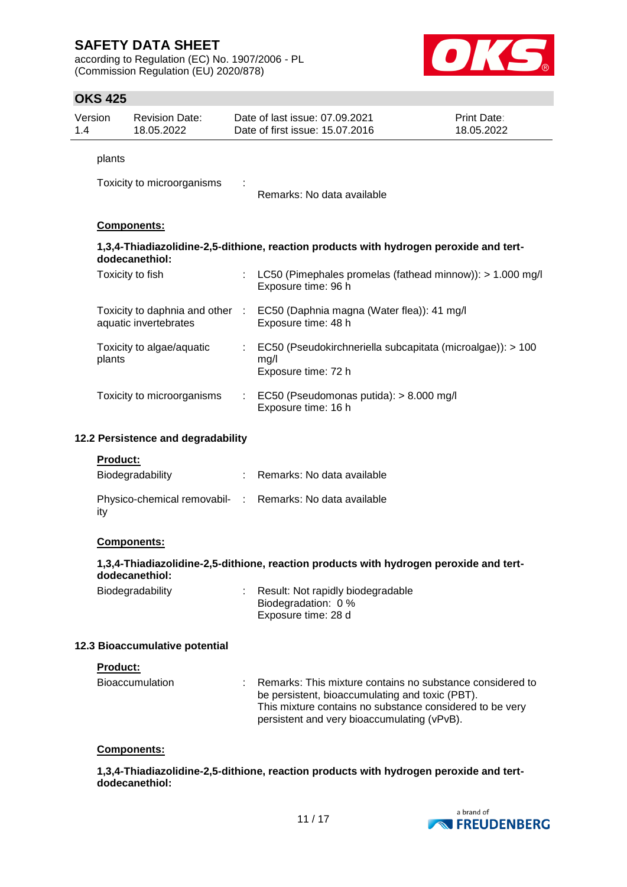plants

| | | |
|---|---|---|
| Toxicity to microorganisms | : | Remarks: No data available |

**Components:**

**1,3,4-Thiadiazolidine-2,5-dithione, reaction products with hydrogen peroxide and tert-dodecanethiol:**

| | | |
|---|---|---|
| Toxicity to fish | : | LC50 (Pimephales promelas (fathead minnow)): > 1.000 mg/l<br>Exposure time: 96 h |
| Toxicity to daphnia and other aquatic invertebrates | : | EC50 (Daphnia magna (Water flea)): 41 mg/l<br>Exposure time: 48 h |
| Toxicity to algae/aquatic plants | : | EC50 (Pseudokirchneriella subcapitata (microalgae)): > 100 mg/l<br>Exposure time: 72 h |
| Toxicity to microorganisms | : | EC50 (Pseudomonas putida): > 8.000 mg/l<br>Exposure time: 16 h |

### 12.2 Persistence and degradability

**Product:**

| | | |
|---|---|---|
| Biodegradability | : | Remarks: No data available |
| Physico-chemical removability | : | Remarks: No data available |

**Components:**

**1,3,4-Thiadiazolidine-2,5-dithione, reaction products with hydrogen peroxide and tert-dodecanethiol:**

| | | |
|---|---|---|
| Biodegradability | : | Result: Not rapidly biodegradable<br>Biodegradation: 0 %<br>Exposure time: 28 d |

### 12.3 Bioaccumulative potential

**Product:**

| | | |
|---|---|---|
| Bioaccumulation | : | Remarks: This mixture contains no substance considered to be persistent, bioaccumulating and toxic (PBT).<br>This mixture contains no substance considered to be very persistent and very bioaccumulating (vPvB). |

**Components:**

**1,3,4-Thiadiazolidine-2,5-dithione, reaction products with hydrogen peroxide and tert-dodecanethiol:**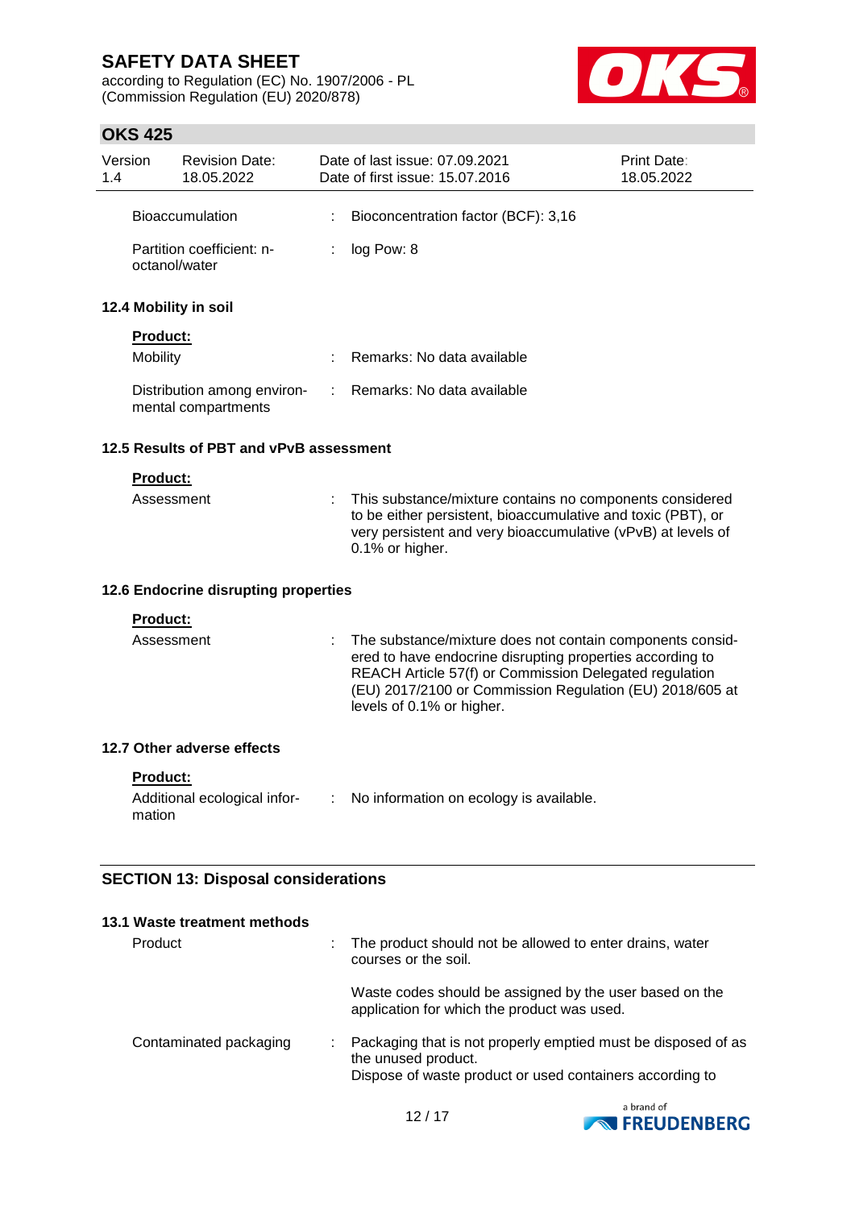Bioaccumulation : Bioconcentration factor (BCF): 3,16

Partition coefficient: n-octanol/water : log Pow: 8

### 12.4 Mobility in soil

**Product:**

Mobility : Remarks: No data available

Distribution among environmental compartments : Remarks: No data available

### 12.5 Results of PBT and vPvB assessment

**Product:**

Assessment : This substance/mixture contains no components considered to be either persistent, bioaccumulative and toxic (PBT), or very persistent and very bioaccumulative (vPvB) at levels of 0.1% or higher.

### 12.6 Endocrine disrupting properties

**Product:**

Assessment : The substance/mixture does not contain components considered to have endocrine disrupting properties according to REACH Article 57(f) or Commission Delegated regulation (EU) 2017/2100 or Commission Regulation (EU) 2018/605 at levels of 0.1% or higher.

### 12.7 Other adverse effects

**Product:**

Additional ecological information : No information on ecology is available.

## SECTION 13: Disposal considerations

### 13.1 Waste treatment methods

Product : The product should not be allowed to enter drains, water courses or the soil.

Waste codes should be assigned by the user based on the application for which the product was used.

Contaminated packaging : Packaging that is not properly emptied must be disposed of as the unused product.
Dispose of waste product or used containers according to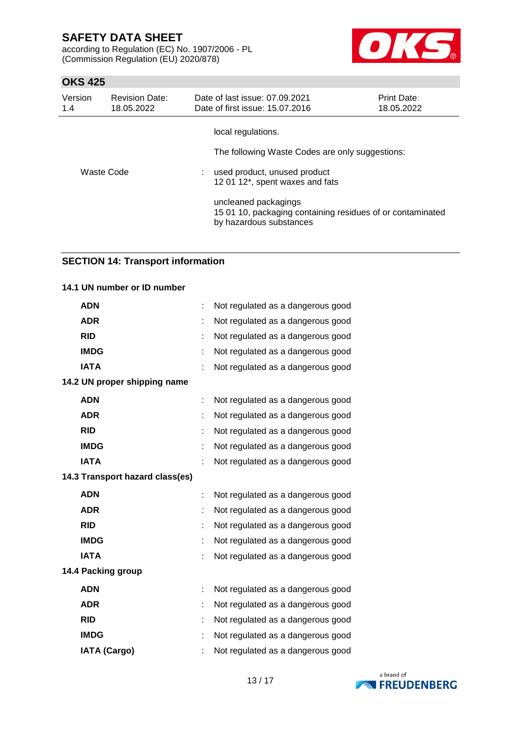local regulations.

The following Waste Codes are only suggestions:

| | | |
|---|---|---|
| Waste Code | : | used product, unused product<br>12 01 12*, spent waxes and fats<br><br>uncleaned packagings<br>15 01 10, packaging containing residues of or contaminated by hazardous substances |

## SECTION 14: Transport information

### 14.1 UN number or ID number

| | | |
|---|---|---|
| **ADN** | : | Not regulated as a dangerous good |
| **ADR** | : | Not regulated as a dangerous good |
| **RID** | : | Not regulated as a dangerous good |
| **IMDG** | : | Not regulated as a dangerous good |
| **IATA** | : | Not regulated as a dangerous good |

### 14.2 UN proper shipping name

| | | |
|---|---|---|
| **ADN** | : | Not regulated as a dangerous good |
| **ADR** | : | Not regulated as a dangerous good |
| **RID** | : | Not regulated as a dangerous good |
| **IMDG** | : | Not regulated as a dangerous good |
| **IATA** | : | Not regulated as a dangerous good |

### 14.3 Transport hazard class(es)

| | | |
|---|---|---|
| **ADN** | : | Not regulated as a dangerous good |
| **ADR** | : | Not regulated as a dangerous good |
| **RID** | : | Not regulated as a dangerous good |
| **IMDG** | : | Not regulated as a dangerous good |
| **IATA** | : | Not regulated as a dangerous good |

### 14.4 Packing group

| | | |
|---|---|---|
| **ADN** | : | Not regulated as a dangerous good |
| **ADR** | : | Not regulated as a dangerous good |
| **RID** | : | Not regulated as a dangerous good |
| **IMDG** | : | Not regulated as a dangerous good |
| **IATA (Cargo)** | : | Not regulated as a dangerous good |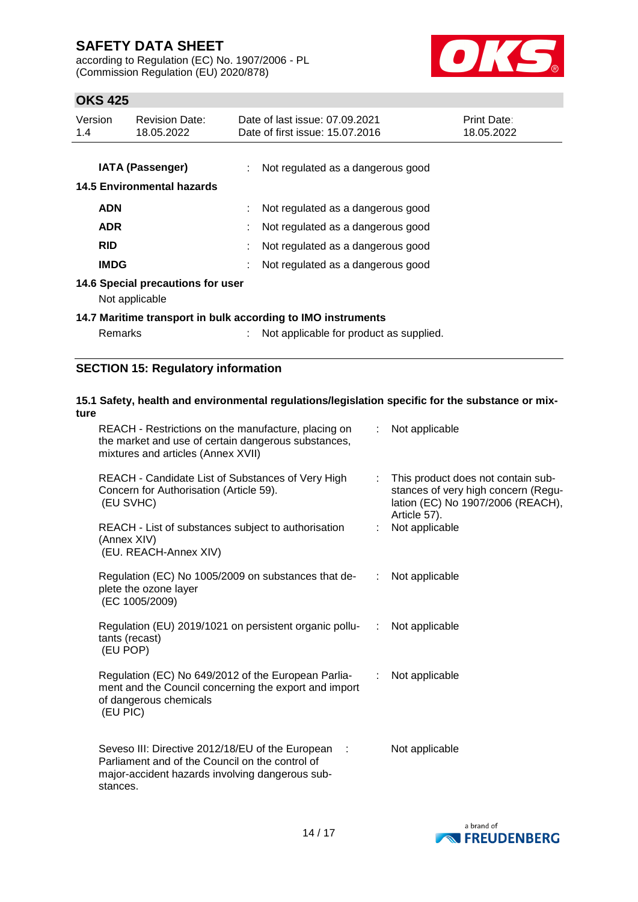| | | |
|---|---|---|
| **IATA (Passenger)** | : | Not regulated as a dangerous good |

**14.5 Environmental hazards**

| | | |
|---|---|---|
| **ADN** | : | Not regulated as a dangerous good |
| **ADR** | : | Not regulated as a dangerous good |
| **RID** | : | Not regulated as a dangerous good |
| **IMDG** | : | Not regulated as a dangerous good |

**14.6 Special precautions for user**

Not applicable

**14.7 Maritime transport in bulk according to IMO instruments**

| | | |
|---|---|---|
| Remarks | : | Not applicable for product as supplied. |

## SECTION 15: Regulatory information

**15.1 Safety, health and environmental regulations/legislation specific for the substance or mixture**

| | | |
|---|---|---|
| REACH - Restrictions on the manufacture, placing on the market and use of certain dangerous substances, mixtures and articles (Annex XVII) | : | Not applicable |
| REACH - Candidate List of Substances of Very High Concern for Authorisation (Article 59). (EU SVHC) | : | This product does not contain substances of very high concern (Regulation (EC) No 1907/2006 (REACH), Article 57). |
| REACH - List of substances subject to authorisation (Annex XIV) (EU. REACH-Annex XIV) | : | Not applicable |
| Regulation (EC) No 1005/2009 on substances that deplete the ozone layer (EC 1005/2009) | : | Not applicable |
| Regulation (EU) 2019/1021 on persistent organic pollutants (recast) (EU POP) | : | Not applicable |
| Regulation (EC) No 649/2012 of the European Parliament and the Council concerning the export and import of dangerous chemicals (EU PIC) | : | Not applicable |
| Seveso III: Directive 2012/18/EU of the European Parliament and of the Council on the control of major-accident hazards involving dangerous substances. | : | Not applicable |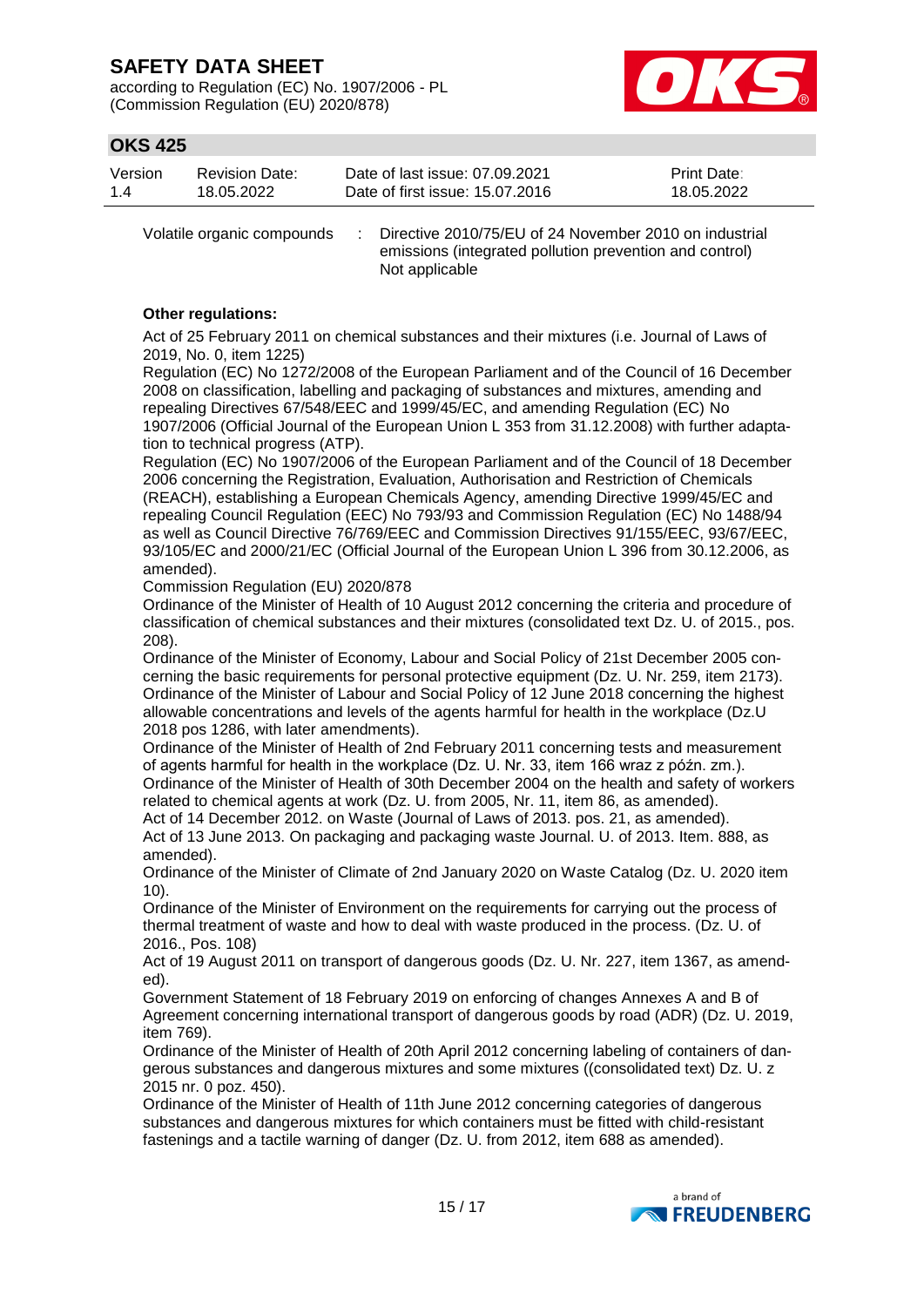Volatile organic compounds : Directive 2010/75/EU of 24 November 2010 on industrial emissions (integrated pollution prevention and control)
Not applicable

**Other regulations:**

Act of 25 February 2011 on chemical substances and their mixtures (i.e. Journal of Laws of 2019, No. 0, item 1225)
Regulation (EC) No 1272/2008 of the European Parliament and of the Council of 16 December 2008 on classification, labelling and packaging of substances and mixtures, amending and repealing Directives 67/548/EEC and 1999/45/EC, and amending Regulation (EC) No 1907/2006 (Official Journal of the European Union L 353 from 31.12.2008) with further adaptation to technical progress (ATP).
Regulation (EC) No 1907/2006 of the European Parliament and of the Council of 18 December 2006 concerning the Registration, Evaluation, Authorisation and Restriction of Chemicals (REACH), establishing a European Chemicals Agency, amending Directive 1999/45/EC and repealing Council Regulation (EEC) No 793/93 and Commission Regulation (EC) No 1488/94 as well as Council Directive 76/769/EEC and Commission Directives 91/155/EEC, 93/67/EEC, 93/105/EC and 2000/21/EC (Official Journal of the European Union L 396 from 30.12.2006, as amended).
Commission Regulation (EU) 2020/878
Ordinance of the Minister of Health of 10 August 2012 concerning the criteria and procedure of classification of chemical substances and their mixtures (consolidated text Dz. U. of 2015., pos. 208).
Ordinance of the Minister of Economy, Labour and Social Policy of 21st December 2005 concerning the basic requirements for personal protective equipment (Dz. U. Nr. 259, item 2173).
Ordinance of the Minister of Labour and Social Policy of 12 June 2018 concerning the highest allowable concentrations and levels of the agents harmful for health in the workplace (Dz.U 2018 pos 1286, with later amendments).
Ordinance of the Minister of Health of 2nd February 2011 concerning tests and measurement of agents harmful for health in the workplace (Dz. U. Nr. 33, item 166 wraz z późn. zm.).
Ordinance of the Minister of Health of 30th December 2004 on the health and safety of workers related to chemical agents at work (Dz. U. from 2005, Nr. 11, item 86, as amended).
Act of 14 December 2012. on Waste (Journal of Laws of 2013. pos. 21, as amended).
Act of 13 June 2013. On packaging and packaging waste Journal. U. of 2013. Item. 888, as amended).
Ordinance of the Minister of Climate of 2nd January 2020 on Waste Catalog (Dz. U. 2020 item 10).
Ordinance of the Minister of Environment on the requirements for carrying out the process of thermal treatment of waste and how to deal with waste produced in the process. (Dz. U. of 2016., Pos. 108)
Act of 19 August 2011 on transport of dangerous goods (Dz. U. Nr. 227, item 1367, as amended).
Government Statement of 18 February 2019 on enforcing of changes Annexes A and B of Agreement concerning international transport of dangerous goods by road (ADR) (Dz. U. 2019, item 769).
Ordinance of the Minister of Health of 20th April 2012 concerning labeling of containers of dangerous substances and dangerous mixtures and some mixtures ((consolidated text) Dz. U. z 2015 nr. 0 poz. 450).
Ordinance of the Minister of Health of 11th June 2012 concerning categories of dangerous substances and dangerous mixtures for which containers must be fitted with child-resistant fastenings and a tactile warning of danger (Dz. U. from 2012, item 688 as amended).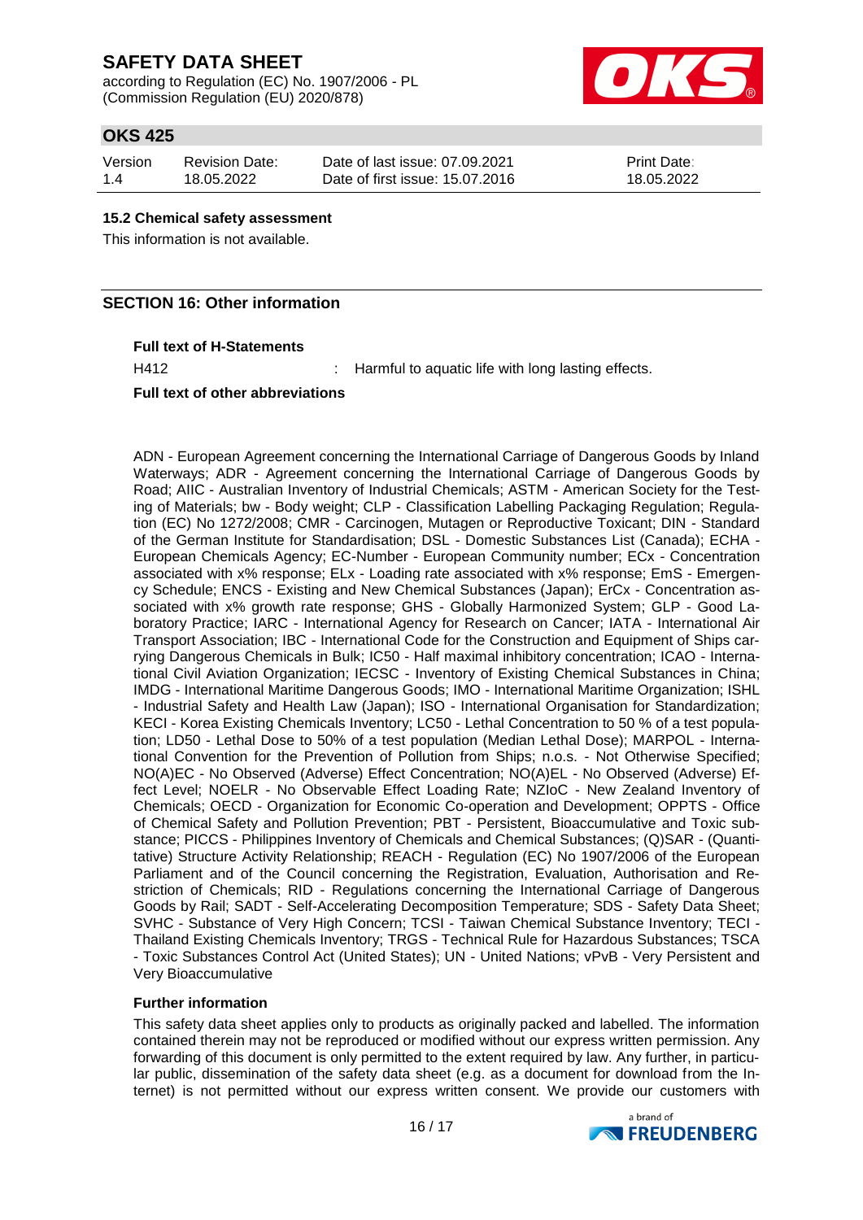### 15.2 Chemical safety assessment

This information is not available.

## SECTION 16: Other information

**Full text of H-Statements**

H412 : Harmful to aquatic life with long lasting effects.

**Full text of other abbreviations**

ADN - European Agreement concerning the International Carriage of Dangerous Goods by Inland Waterways; ADR - Agreement concerning the International Carriage of Dangerous Goods by Road; AIIC - Australian Inventory of Industrial Chemicals; ASTM - American Society for the Testing of Materials; bw - Body weight; CLP - Classification Labelling Packaging Regulation; Regulation (EC) No 1272/2008; CMR - Carcinogen, Mutagen or Reproductive Toxicant; DIN - Standard of the German Institute for Standardisation; DSL - Domestic Substances List (Canada); ECHA - European Chemicals Agency; EC-Number - European Community number; ECx - Concentration associated with x% response; ELx - Loading rate associated with x% response; EmS - Emergency Schedule; ENCS - Existing and New Chemical Substances (Japan); ErCx - Concentration associated with x% growth rate response; GHS - Globally Harmonized System; GLP - Good Laboratory Practice; IARC - International Agency for Research on Cancer; IATA - International Air Transport Association; IBC - International Code for the Construction and Equipment of Ships carrying Dangerous Chemicals in Bulk; IC50 - Half maximal inhibitory concentration; ICAO - International Civil Aviation Organization; IECSC - Inventory of Existing Chemical Substances in China; IMDG - International Maritime Dangerous Goods; IMO - International Maritime Organization; ISHL - Industrial Safety and Health Law (Japan); ISO - International Organisation for Standardization; KECI - Korea Existing Chemicals Inventory; LC50 - Lethal Concentration to 50 % of a test population; LD50 - Lethal Dose to 50% of a test population (Median Lethal Dose); MARPOL - International Convention for the Prevention of Pollution from Ships; n.o.s. - Not Otherwise Specified; NO(A)EC - No Observed (Adverse) Effect Concentration; NO(A)EL - No Observed (Adverse) Effect Level; NOELR - No Observable Effect Loading Rate; NZIoC - New Zealand Inventory of Chemicals; OECD - Organization for Economic Co-operation and Development; OPPTS - Office of Chemical Safety and Pollution Prevention; PBT - Persistent, Bioaccumulative and Toxic substance; PICCS - Philippines Inventory of Chemicals and Chemical Substances; (Q)SAR - (Quantitative) Structure Activity Relationship; REACH - Regulation (EC) No 1907/2006 of the European Parliament and of the Council concerning the Registration, Evaluation, Authorisation and Restriction of Chemicals; RID - Regulations concerning the International Carriage of Dangerous Goods by Rail; SADT - Self-Accelerating Decomposition Temperature; SDS - Safety Data Sheet; SVHC - Substance of Very High Concern; TCSI - Taiwan Chemical Substance Inventory; TECI - Thailand Existing Chemicals Inventory; TRGS - Technical Rule for Hazardous Substances; TSCA - Toxic Substances Control Act (United States); UN - United Nations; vPvB - Very Persistent and Very Bioaccumulative

**Further information**

This safety data sheet applies only to products as originally packed and labelled. The information contained therein may not be reproduced or modified without our express written permission. Any forwarding of this document is only permitted to the extent required by law. Any further, in particular public, dissemination of the safety data sheet (e.g. as a document for download from the Internet) is not permitted without our express written consent. We provide our customers with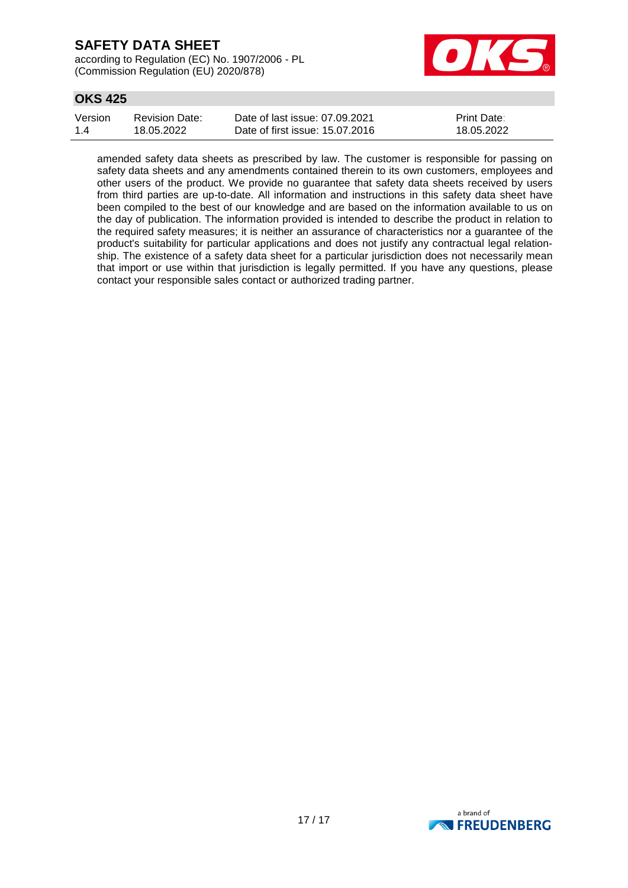amended safety data sheets as prescribed by law. The customer is responsible for passing on safety data sheets and any amendments contained therein to its own customers, employees and other users of the product. We provide no guarantee that safety data sheets received by users from third parties are up-to-date. All information and instructions in this safety data sheet have been compiled to the best of our knowledge and are based on the information available to us on the day of publication. The information provided is intended to describe the product in relation to the required safety measures; it is neither an assurance of characteristics nor a guarantee of the product's suitability for particular applications and does not justify any contractual legal relationship. The existence of a safety data sheet for a particular jurisdiction does not necessarily mean that import or use within that jurisdiction is legally permitted. If you have any questions, please contact your responsible sales contact or authorized trading partner.